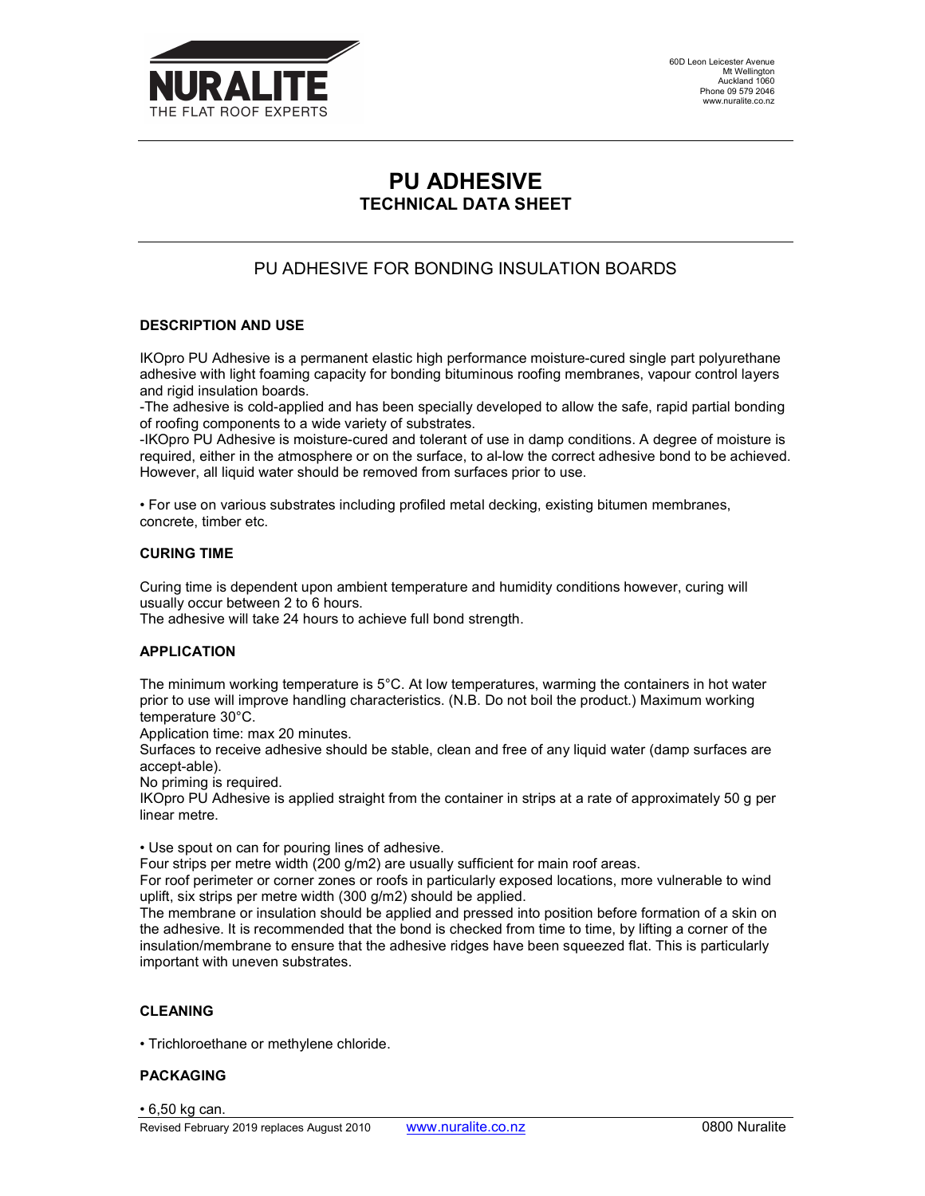NURALITE
THE FLAT ROOF EXPERTS

60D Leon Leicester Avenue
Mt Wellington
Auckland 1060
Phone 09 579 2046
www.nuralite.co.nz

# PU ADHESIVE
## TECHNICAL DATA SHEET

PU ADHESIVE FOR BONDING INSULATION BOARDS

### DESCRIPTION AND USE

IKOpro PU Adhesive is a permanent elastic high performance moisture-cured single part polyurethane adhesive with light foaming capacity for bonding bituminous roofing membranes, vapour control layers and rigid insulation boards.

-The adhesive is cold-applied and has been specially developed to allow the safe, rapid partial bonding of roofing components to a wide variety of substrates.

-IKOpro PU Adhesive is moisture-cured and tolerant of use in damp conditions. A degree of moisture is required, either in the atmosphere or on the surface, to al-low the correct adhesive bond to be achieved. However, all liquid water should be removed from surfaces prior to use.

- For use on various substrates including profiled metal decking, existing bitumen membranes, concrete, timber etc.

### CURING TIME

Curing time is dependent upon ambient temperature and humidity conditions however, curing will usually occur between 2 to 6 hours.

The adhesive will take 24 hours to achieve full bond strength.

### APPLICATION

The minimum working temperature is 5°C. At low temperatures, warming the containers in hot water prior to use will improve handling characteristics. (N.B. Do not boil the product.) Maximum working temperature 30°C.

Application time: max 20 minutes.

Surfaces to receive adhesive should be stable, clean and free of any liquid water (damp surfaces are accept-able).

No priming is required.

IKOpro PU Adhesive is applied straight from the container in strips at a rate of approximately 50 g per linear metre.

- Use spout on can for pouring lines of adhesive.

Four strips per metre width (200 g/m2) are usually sufficient for main roof areas.

For roof perimeter or corner zones or roofs in particularly exposed locations, more vulnerable to wind uplift, six strips per metre width (300 g/m2) should be applied.

The membrane or insulation should be applied and pressed into position before formation of a skin on the adhesive. It is recommended that the bond is checked from time to time, by lifting a corner of the insulation/membrane to ensure that the adhesive ridges have been squeezed flat. This is particularly important with uneven substrates.

### CLEANING

- Trichloroethane or methylene chloride.

### PACKAGING

- 6,50 kg can.

Revised February 2019 replaces August 2010 www.nuralite.co.nz 0800 Nuralite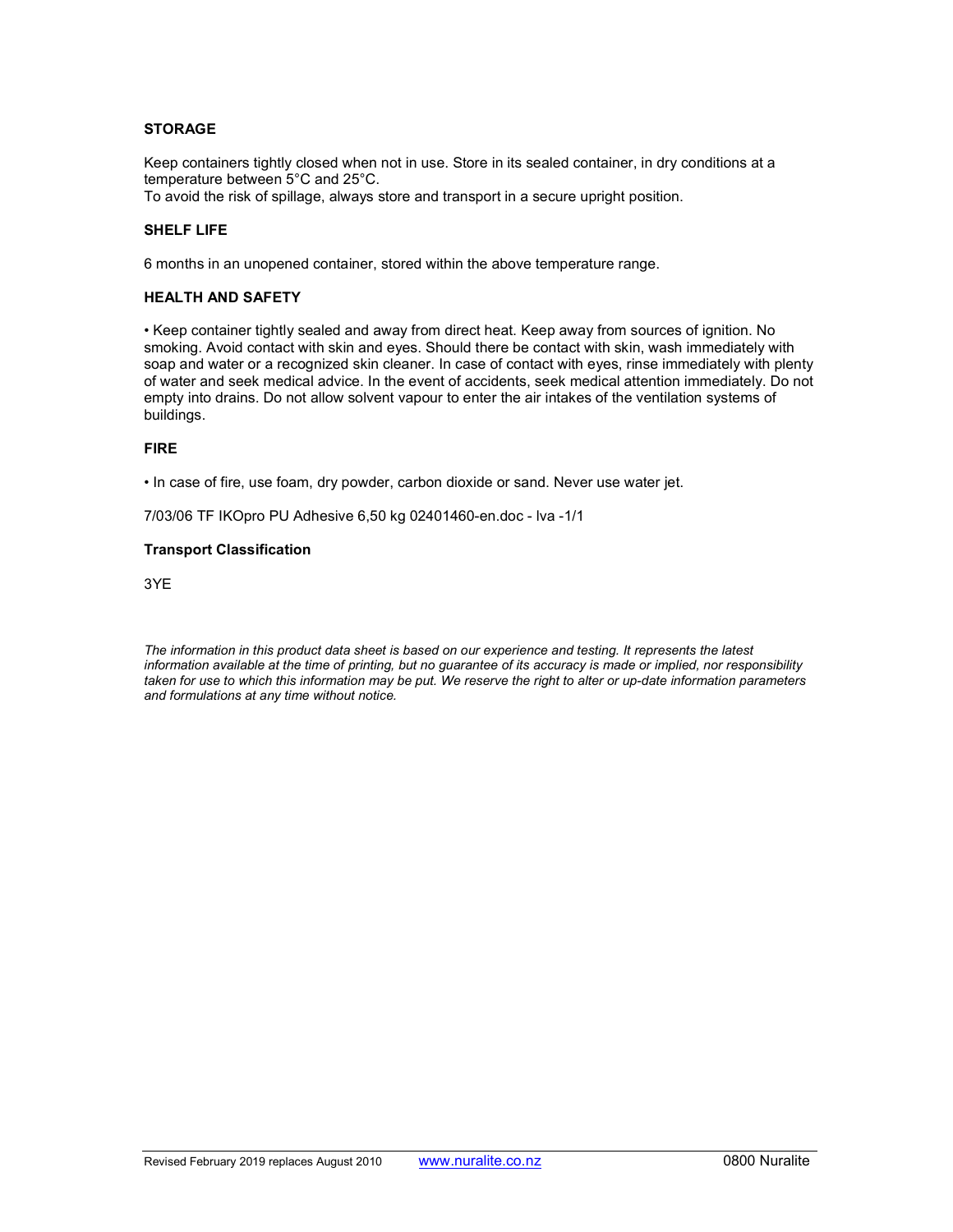**STORAGE**

Keep containers tightly closed when not in use. Store in its sealed container, in dry conditions at a temperature between 5°C and 25°C.
To avoid the risk of spillage, always store and transport in a secure upright position.

**SHELF LIFE**

6 months in an unopened container, stored within the above temperature range.

**HEALTH AND SAFETY**

• Keep container tightly sealed and away from direct heat. Keep away from sources of ignition. No smoking. Avoid contact with skin and eyes. Should there be contact with skin, wash immediately with soap and water or a recognized skin cleaner. In case of contact with eyes, rinse immediately with plenty of water and seek medical advice. In the event of accidents, seek medical attention immediately. Do not empty into drains. Do not allow solvent vapour to enter the air intakes of the ventilation systems of buildings.

**FIRE**

• In case of fire, use foam, dry powder, carbon dioxide or sand. Never use water jet.

7/03/06 TF IKOpro PU Adhesive 6,50 kg 02401460-en.doc - lva -1/1

**Transport Classification**

3YE

*The information in this product data sheet is based on our experience and testing. It represents the latest information available at the time of printing, but no guarantee of its accuracy is made or implied, nor responsibility taken for use to which this information may be put. We reserve the right to alter or up-date information parameters and formulations at any time without notice.*

Revised February 2019 replaces August 2010 www.nuralite.co.nz 0800 Nuralite